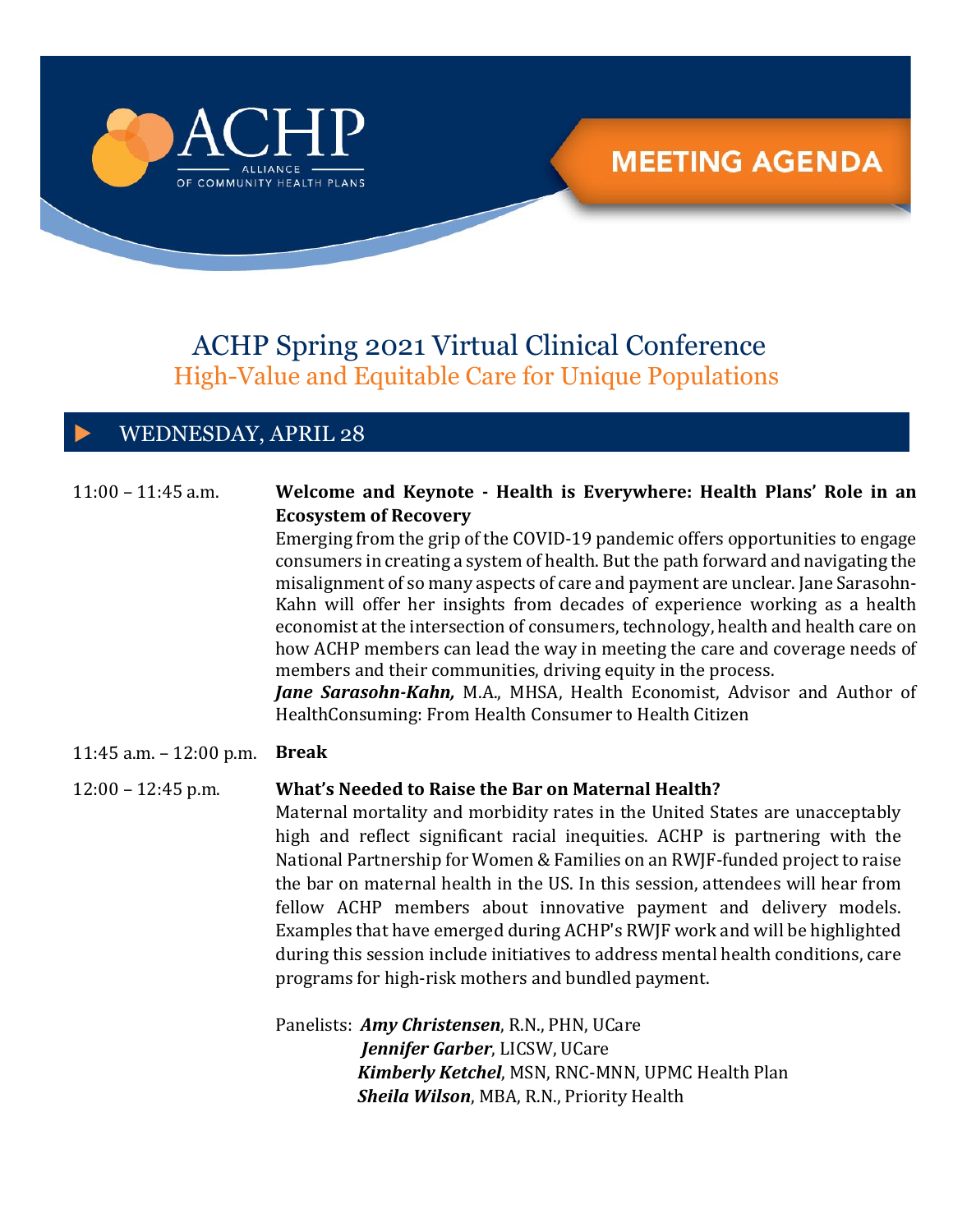ACHP
ALLIANCE OF COMMUNITY HEALTH PLANS

MEETING AGENDA

# ACHP Spring 2021 Virtual Clinical Conference

## High-Value and Equitable Care for Unique Populations

## WEDNESDAY, APRIL 28

11:00 – 11:45 a.m.

**Welcome and Keynote - Health is Everywhere: Health Plans' Role in an Ecosystem of Recovery**

Emerging from the grip of the COVID-19 pandemic offers opportunities to engage consumers in creating a system of health. But the path forward and navigating the misalignment of so many aspects of care and payment are unclear. Jane Sarasohn-Kahn will offer her insights from decades of experience working as a health economist at the intersection of consumers, technology, health and health care on how ACHP members can lead the way in meeting the care and coverage needs of members and their communities, driving equity in the process.

***Jane Sarasohn-Kahn,*** M.A., MHSA, Health Economist, Advisor and Author of HealthConsuming: From Health Consumer to Health Citizen

11:45 a.m. – 12:00 p.m. **Break**

12:00 – 12:45 p.m.

**What's Needed to Raise the Bar on Maternal Health?**

Maternal mortality and morbidity rates in the United States are unacceptably high and reflect significant racial inequities. ACHP is partnering with the National Partnership for Women & Families on an RWJF-funded project to raise the bar on maternal health in the US. In this session, attendees will hear from fellow ACHP members about innovative payment and delivery models. Examples that have emerged during ACHP's RWJF work and will be highlighted during this session include initiatives to address mental health conditions, care programs for high-risk mothers and bundled payment.

Panelists: ***Amy Christensen***, R.N., PHN, UCare
***Jennifer Garber***, LICSW, UCare
***Kimberly Ketchel***, MSN, RNC-MNN, UPMC Health Plan
***Sheila Wilson***, MBA, R.N., Priority Health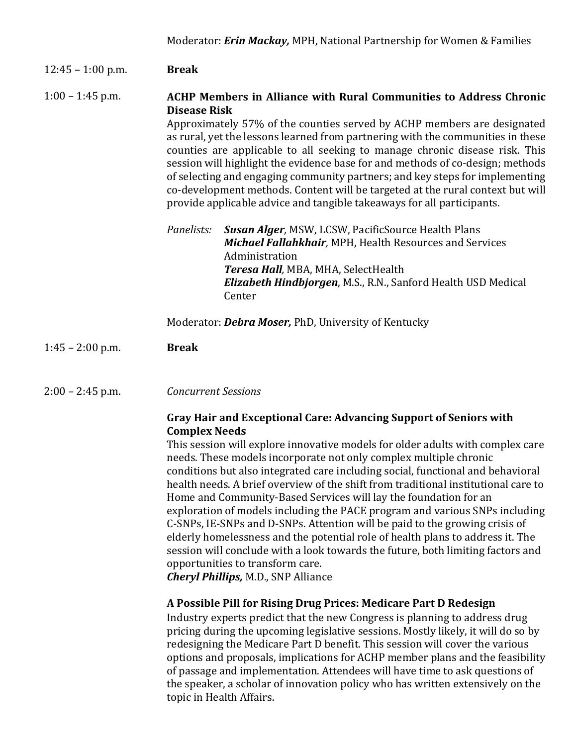Moderator: ***Erin Mackay,*** MPH, National Partnership for Women & Families

12:45 – 1:00 p.m. **Break**

1:00 – 1:45 p.m. **ACHP Members in Alliance with Rural Communities to Address Chronic Disease Risk**

Approximately 57% of the counties served by ACHP members are designated as rural, yet the lessons learned from partnering with the communities in these counties are applicable to all seeking to manage chronic disease risk. This session will highlight the evidence base for and methods of co-design; methods of selecting and engaging community partners; and key steps for implementing co-development methods. Content will be targeted at the rural context but will provide applicable advice and tangible takeaways for all participants.

*Panelists:*
***Susan Alger***, MSW, LCSW, PacificSource Health Plans
***Michael Fallahkhair***, MPH, Health Resources and Services Administration
***Teresa Hall***, MBA, MHA, SelectHealth
***Elizabeth Hindbjorgen***, M.S., R.N., Sanford Health USD Medical Center

Moderator: ***Debra Moser,*** PhD, University of Kentucky

1:45 – 2:00 p.m. **Break**

2:00 – 2:45 p.m. *Concurrent Sessions*

**Gray Hair and Exceptional Care: Advancing Support of Seniors with Complex Needs**

This session will explore innovative models for older adults with complex care needs. These models incorporate not only complex multiple chronic conditions but also integrated care including social, functional and behavioral health needs. A brief overview of the shift from traditional institutional care to Home and Community-Based Services will lay the foundation for an exploration of models including the PACE program and various SNPs including C-SNPs, IE-SNPs and D-SNPs. Attention will be paid to the growing crisis of elderly homelessness and the potential role of health plans to address it. The session will conclude with a look towards the future, both limiting factors and opportunities to transform care.

***Cheryl Phillips,*** M.D., SNP Alliance

**A Possible Pill for Rising Drug Prices: Medicare Part D Redesign**

Industry experts predict that the new Congress is planning to address drug pricing during the upcoming legislative sessions. Mostly likely, it will do so by redesigning the Medicare Part D benefit. This session will cover the various options and proposals, implications for ACHP member plans and the feasibility of passage and implementation. Attendees will have time to ask questions of the speaker, a scholar of innovation policy who has written extensively on the topic in Health Affairs.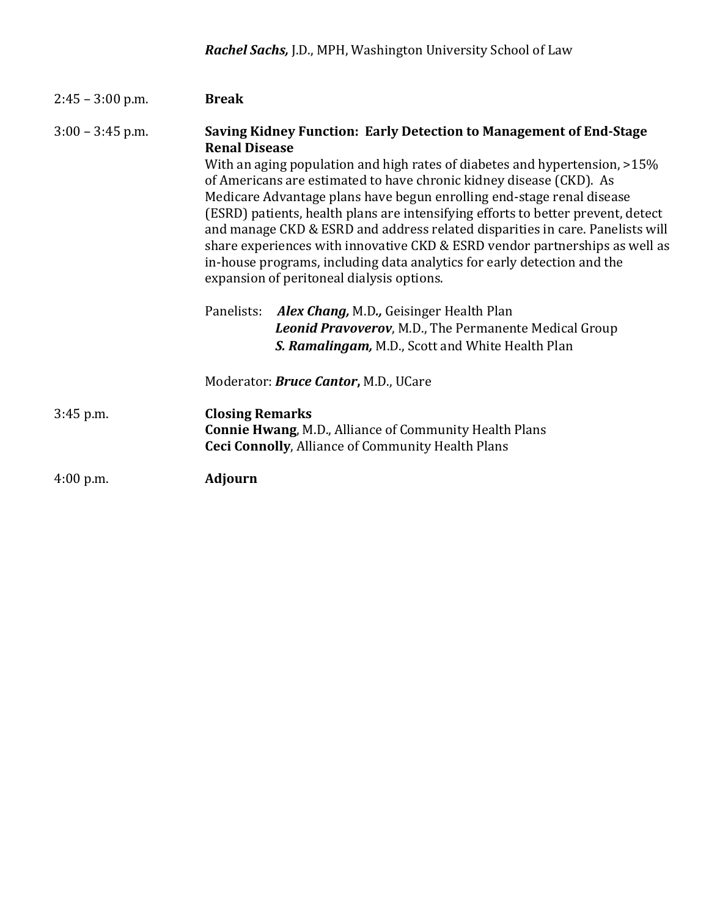***Rachel Sachs,*** J.D., MPH, Washington University School of Law

2:45 – 3:00 p.m. **Break**

3:00 – 3:45 p.m. **Saving Kidney Function: Early Detection to Management of End-Stage Renal Disease**

With an aging population and high rates of diabetes and hypertension, >15% of Americans are estimated to have chronic kidney disease (CKD). As Medicare Advantage plans have begun enrolling end-stage renal disease (ESRD) patients, health plans are intensifying efforts to better prevent, detect and manage CKD & ESRD and address related disparities in care. Panelists will share experiences with innovative CKD & ESRD vendor partnerships as well as in-house programs, including data analytics for early detection and the expansion of peritoneal dialysis options.

Panelists:
- ***Alex Chang,*** M.D***.,*** Geisinger Health Plan
- ***Leonid Pravoverov***, M.D., The Permanente Medical Group
- ***S. Ramalingam,*** M.D., Scott and White Health Plan

Moderator: ***Bruce Cantor*****,** M.D., UCare

3:45 p.m. **Closing Remarks**

**Connie Hwang**, M.D., Alliance of Community Health Plans

**Ceci Connolly**, Alliance of Community Health Plans

4:00 p.m. **Adjourn**